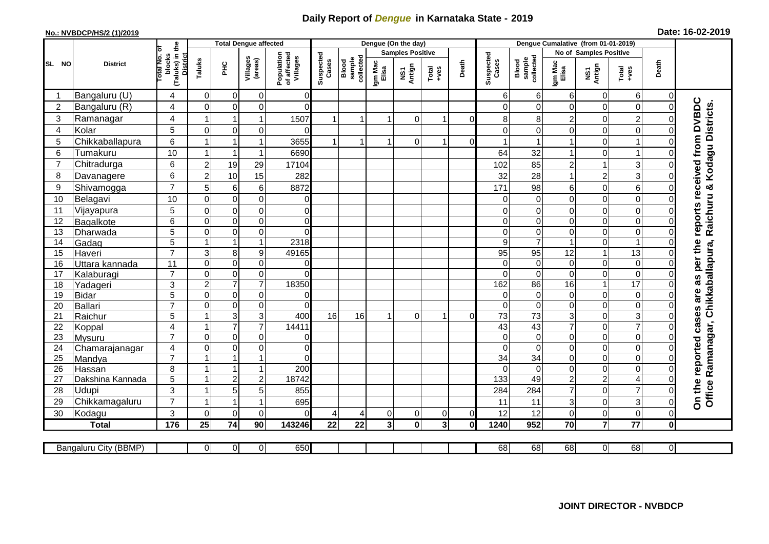# Daily Report of *Dengue* in Karnataka State - 2019

**No.: NVBDCP/HS/2 (1)/2019**

**Date: 16-02-2019**

| SL NO | District | Total No. of blocks (Taluks) in the District | Total Dengue affected | | | | Dengue (On the day) | | | | | | Dengue Cumalative (from 01-01-2019) | | | | | | |
|---|---|---|---|---|---|---|---|---|---|---|---|---|---|---|---|---|---|---|---|
| | | | Taluks | PHC | Villages (areas) | Population of affected Villages | Suspected Cases | Blood sample collected | Samples Positive | | | Death | Suspected Cases | Blood sample collected | No of Samples Positive | | | Death | |
| | | | | | | | | | Igm Mac Elisa | NS1 Antign | Total +ves | | | | Igm Mac Elisa | NS1 Antign | Total +ves | | |
| 1 | Bangaluru (U) | 4 | 0 | 0 | 0 | 0 | | | | | | | 6 | 6 | 6 | 0 | 6 | 0 | On the reported cases are as per the reports received from DVBDC Office Ramanagar, Chikkaballapura, Raichuru & Kodagu Districts. |
| 2 | Bangaluru (R) | 4 | 0 | 0 | 0 | 0 | | | | | | | 0 | 0 | 0 | 0 | 0 | 0 | |
| 3 | Ramanagar | 4 | 1 | 1 | 1 | 1507 | 1 | 1 | 1 | 0 | 1 | 0 | 8 | 8 | 2 | 0 | 2 | 0 | |
| 4 | Kolar | 5 | 0 | 0 | 0 | 0 | | | | | | | 0 | 0 | 0 | 0 | 0 | 0 | |
| 5 | Chikkaballapura | 6 | 1 | 1 | 1 | 3655 | 1 | 1 | 1 | 0 | 1 | 0 | 1 | 1 | 1 | 0 | 1 | 0 | |
| 6 | Tumakuru | 10 | 1 | 1 | 1 | 6690 | | | | | | | 64 | 32 | 1 | 0 | 1 | 0 | |
| 7 | Chitradurga | 6 | 2 | 19 | 29 | 17104 | | | | | | | 102 | 85 | 2 | 1 | 3 | 0 | |
| 8 | Davanagere | 6 | 2 | 10 | 15 | 282 | | | | | | | 32 | 28 | 1 | 2 | 3 | 0 | |
| 9 | Shivamogga | 7 | 5 | 6 | 6 | 8872 | | | | | | | 171 | 98 | 6 | 0 | 6 | 0 | |
| 10 | Belagavi | 10 | 0 | 0 | 0 | 0 | | | | | | | 0 | 0 | 0 | 0 | 0 | 0 | |
| 11 | Vijayapura | 5 | 0 | 0 | 0 | 0 | | | | | | | 0 | 0 | 0 | 0 | 0 | 0 | |
| 12 | Bagalkote | 6 | 0 | 0 | 0 | 0 | | | | | | | 0 | 0 | 0 | 0 | 0 | 0 | |
| 13 | Dharwada | 5 | 0 | 0 | 0 | 0 | | | | | | | 0 | 0 | 0 | 0 | 0 | 0 | |
| 14 | Gadag | 5 | 1 | 1 | 1 | 2318 | | | | | | | 9 | 7 | 1 | 0 | 1 | 0 | |
| 15 | Haveri | 7 | 3 | 8 | 9 | 49165 | | | | | | | 95 | 95 | 12 | 1 | 13 | 0 | |
| 16 | Uttara kannada | 11 | 0 | 0 | 0 | 0 | | | | | | | 0 | 0 | 0 | 0 | 0 | 0 | |
| 17 | Kalaburagi | 7 | 0 | 0 | 0 | 0 | | | | | | | 0 | 0 | 0 | 0 | 0 | 0 | |
| 18 | Yadageri | 3 | 2 | 7 | 7 | 18350 | | | | | | | 162 | 86 | 16 | 1 | 17 | 0 | |
| 19 | Bidar | 5 | 0 | 0 | 0 | 0 | | | | | | | 0 | 0 | 0 | 0 | 0 | 0 | |
| 20 | Ballari | 7 | 0 | 0 | 0 | 0 | | | | | | | 0 | 0 | 0 | 0 | 0 | 0 | |
| 21 | Raichur | 5 | 1 | 3 | 3 | 400 | 16 | 16 | 1 | 0 | 1 | 0 | 73 | 73 | 3 | 0 | 3 | 0 | |
| 22 | Koppal | 4 | 1 | 7 | 7 | 14411 | | | | | | | 43 | 43 | 7 | 0 | 7 | 0 | |
| 23 | Mysuru | 7 | 0 | 0 | 0 | 0 | | | | | | | 0 | 0 | 0 | 0 | 0 | 0 | |
| 24 | Chamarajanagar | 4 | 0 | 0 | 0 | 0 | | | | | | | 0 | 0 | 0 | 0 | 0 | 0 | |
| 25 | Mandya | 7 | 1 | 1 | 1 | 0 | | | | | | | 34 | 34 | 0 | 0 | 0 | 0 | |
| 26 | Hassan | 8 | 1 | 1 | 1 | 200 | | | | | | | 0 | 0 | 0 | 0 | 0 | 0 | |
| 27 | Dakshina Kannada | 5 | 1 | 2 | 2 | 18742 | | | | | | | 133 | 49 | 2 | 2 | 4 | 0 | |
| 28 | Udupi | 3 | 1 | 5 | 5 | 855 | | | | | | | 284 | 284 | 7 | 0 | 7 | 0 | |
| 29 | Chikkamagaluru | 7 | 1 | 1 | 1 | 695 | | | | | | | 11 | 11 | 3 | 0 | 3 | 0 | |
| 30 | Kodagu | 3 | 0 | 0 | 0 | 0 | 4 | 4 | 0 | 0 | 0 | 0 | 12 | 12 | 0 | 0 | 0 | 0 | |
| | **Total** | **176** | **25** | **74** | **90** | **143246** | **22** | **22** | **3** | **0** | **3** | **0** | **1240** | **952** | **70** | **7** | **77** | **0** | |

| Bangaluru City (BBMP) | | 0 | 0 | 0 | 650 | | | | | | | 68 | 68 | 68 | 0 | 68 | 0 |
|---|---|---|---|---|---|---|---|---|---|---|---|---|---|---|---|---|---|

**JOINT DIRECTOR - NVBDCP**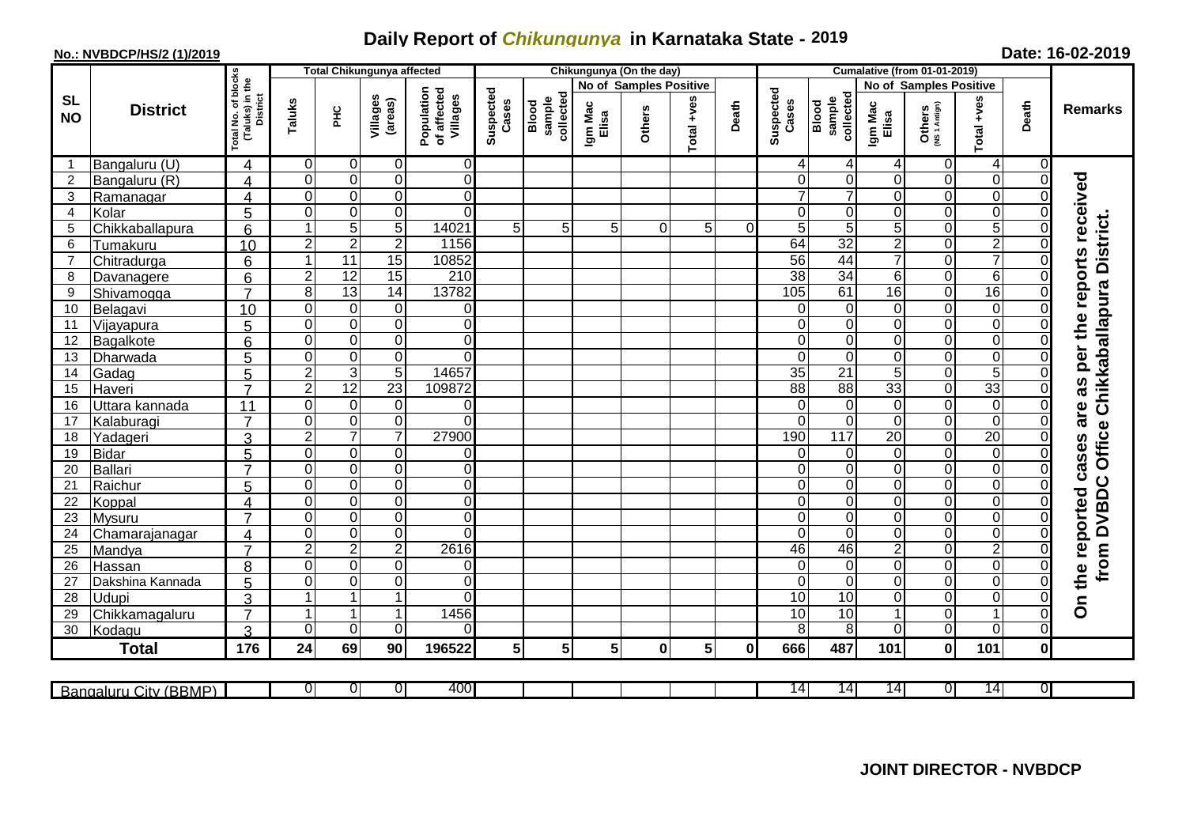# Daily Report of *Chikungunya* in Karnataka State - 2019

**No.: NVBDCP/HS/2 (1)/2019** **Date: 16-02-2019**

| SL NO | District | Total No. of blocks (Taluks) in the District | Total Chikungunya affected | | | | Chikungunya (On the day) | | | | | | | Cumalative (from 01-01-2019) | | | | | | | Remarks |
|---|---|---|---|---|---|---|---|---|---|---|---|---|---|---|---|---|---|---|---|---|---|
| | | | Taluks | PHC | Villages (areas) | Population of affected Villages | Suspected Cases | Blood sample collected | No of Samples Positive | | | Death | Suspected Cases | Blood sample collected | No of Samples Positive | | | Death | |
| | | | | | | | | | Igm Mac Elisa | Others | Total +ves | | | | Igm Mac Elisa | Others (NS 1 Antign) | Total +ves | | |
| 1 | Bangaluru (U) | 4 | 0 | 0 | 0 | 0 | | | | | | | 4 | 4 | 4 | 0 | 4 | 0 | On the reported cases are as per the reports received from DVBDC Office Chikkaballapura District. |
| 2 | Bangaluru (R) | 4 | 0 | 0 | 0 | 0 | | | | | | | 0 | 0 | 0 | 0 | 0 | 0 | |
| 3 | Ramanagar | 4 | 0 | 0 | 0 | 0 | | | | | | | 7 | 7 | 0 | 0 | 0 | 0 | |
| 4 | Kolar | 5 | 0 | 0 | 0 | 0 | | | | | | | 0 | 0 | 0 | 0 | 0 | 0 | |
| 5 | Chikkaballapura | 6 | 1 | 5 | 5 | 14021 | 5 | 5 | 5 | 0 | 5 | 0 | 5 | 5 | 5 | 0 | 5 | 0 | |
| 6 | Tumakuru | 10 | 2 | 2 | 2 | 1156 | | | | | | | 64 | 32 | 2 | 0 | 2 | 0 | |
| 7 | Chitradurga | 6 | 1 | 11 | 15 | 10852 | | | | | | | 56 | 44 | 7 | 0 | 7 | 0 | |
| 8 | Davanagere | 6 | 2 | 12 | 15 | 210 | | | | | | | 38 | 34 | 6 | 0 | 6 | 0 | |
| 9 | Shivamogga | 7 | 8 | 13 | 14 | 13782 | | | | | | | 105 | 61 | 16 | 0 | 16 | 0 | |
| 10 | Belagavi | 10 | 0 | 0 | 0 | 0 | | | | | | | 0 | 0 | 0 | 0 | 0 | 0 | |
| 11 | Vijayapura | 5 | 0 | 0 | 0 | 0 | | | | | | | 0 | 0 | 0 | 0 | 0 | 0 | |
| 12 | Bagalkote | 6 | 0 | 0 | 0 | 0 | | | | | | | 0 | 0 | 0 | 0 | 0 | 0 | |
| 13 | Dharwada | 5 | 0 | 0 | 0 | 0 | | | | | | | 0 | 0 | 0 | 0 | 0 | 0 | |
| 14 | Gadag | 5 | 2 | 3 | 5 | 14657 | | | | | | | 35 | 21 | 5 | 0 | 5 | 0 | |
| 15 | Haveri | 7 | 2 | 12 | 23 | 109872 | | | | | | | 88 | 88 | 33 | 0 | 33 | 0 | |
| 16 | Uttara kannada | 11 | 0 | 0 | 0 | 0 | | | | | | | 0 | 0 | 0 | 0 | 0 | 0 | |
| 17 | Kalaburagi | 7 | 0 | 0 | 0 | 0 | | | | | | | 0 | 0 | 0 | 0 | 0 | 0 | |
| 18 | Yadageri | 3 | 2 | 7 | 7 | 27900 | | | | | | | 190 | 117 | 20 | 0 | 20 | 0 | |
| 19 | Bidar | 5 | 0 | 0 | 0 | 0 | | | | | | | 0 | 0 | 0 | 0 | 0 | 0 | |
| 20 | Ballari | 7 | 0 | 0 | 0 | 0 | | | | | | | 0 | 0 | 0 | 0 | 0 | 0 | |
| 21 | Raichur | 5 | 0 | 0 | 0 | 0 | | | | | | | 0 | 0 | 0 | 0 | 0 | 0 | |
| 22 | Koppal | 4 | 0 | 0 | 0 | 0 | | | | | | | 0 | 0 | 0 | 0 | 0 | 0 | |
| 23 | Mysuru | 7 | 0 | 0 | 0 | 0 | | | | | | | 0 | 0 | 0 | 0 | 0 | 0 | |
| 24 | Chamarajanagar | 4 | 0 | 0 | 0 | 0 | | | | | | | 0 | 0 | 0 | 0 | 0 | 0 | |
| 25 | Mandya | 7 | 2 | 2 | 2 | 2616 | | | | | | | 46 | 46 | 2 | 0 | 2 | 0 | |
| 26 | Hassan | 8 | 0 | 0 | 0 | 0 | | | | | | | 0 | 0 | 0 | 0 | 0 | 0 | |
| 27 | Dakshina Kannada | 5 | 0 | 0 | 0 | 0 | | | | | | | 0 | 0 | 0 | 0 | 0 | 0 | |
| 28 | Udupi | 3 | 1 | 1 | 1 | 0 | | | | | | | 10 | 10 | 0 | 0 | 0 | 0 | |
| 29 | Chikkamagaluru | 7 | 1 | 1 | 1 | 1456 | | | | | | | 10 | 10 | 1 | 0 | 1 | 0 | |
| 30 | Kodagu | 3 | 0 | 0 | 0 | 0 | | | | | | | 8 | 8 | 0 | 0 | 0 | 0 | |
| | **Total** | **176** | **24** | **69** | **90** | **196522** | **5** | **5** | **5** | **0** | **5** | **0** | **666** | **487** | **101** | **0** | **101** | **0** | |

| | | | | | | | | | | | | | | | | | | | |
|---|---|---|---|---|---|---|---|---|---|---|---|---|---|---|---|---|---|---|---|
| Bangaluru City (BBMP) | | 0 | 0 | 0 | 400 | | | | | | | 14 | 14 | 14 | 0 | 14 | 0 | |

**JOINT DIRECTOR - NVBDCP**